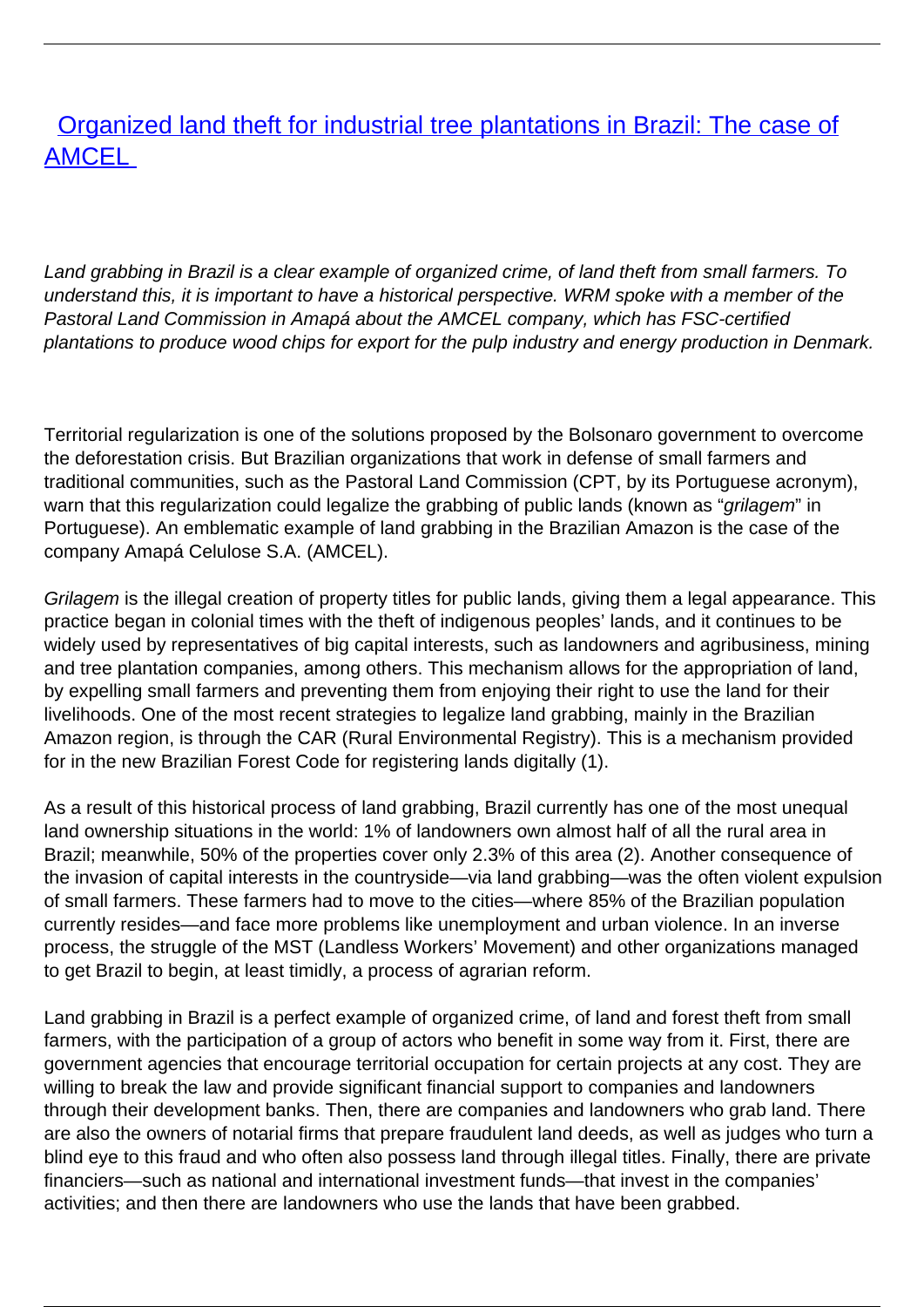# Organized land theft for industrial tree plantations in Brazil: The case of AMCEL

*Land grabbing in Brazil is a clear example of organized crime, of land theft from small farmers. To understand this, it is important to have a historical perspective. WRM spoke with a member of the Pastoral Land Commission in Amapá about the AMCEL company, which has FSC-certified plantations to produce wood chips for export for the pulp industry and energy production in Denmark.*

Territorial regularization is one of the solutions proposed by the Bolsonaro government to overcome the deforestation crisis. But Brazilian organizations that work in defense of small farmers and traditional communities, such as the Pastoral Land Commission (CPT, by its Portuguese acronym), warn that this regularization could legalize the grabbing of public lands (known as "*grilagem*" in Portuguese). An emblematic example of land grabbing in the Brazilian Amazon is the case of the company Amapá Celulose S.A. (AMCEL).

*Grilagem* is the illegal creation of property titles for public lands, giving them a legal appearance. This practice began in colonial times with the theft of indigenous peoples' lands, and it continues to be widely used by representatives of big capital interests, such as landowners and agribusiness, mining and tree plantation companies, among others. This mechanism allows for the appropriation of land, by expelling small farmers and preventing them from enjoying their right to use the land for their livelihoods. One of the most recent strategies to legalize land grabbing, mainly in the Brazilian Amazon region, is through the CAR (Rural Environmental Registry). This is a mechanism provided for in the new Brazilian Forest Code for registering lands digitally (1).

As a result of this historical process of land grabbing, Brazil currently has one of the most unequal land ownership situations in the world: 1% of landowners own almost half of all the rural area in Brazil; meanwhile, 50% of the properties cover only 2.3% of this area (2). Another consequence of the invasion of capital interests in the countryside—via land grabbing—was the often violent expulsion of small farmers. These farmers had to move to the cities—where 85% of the Brazilian population currently resides—and face more problems like unemployment and urban violence. In an inverse process, the struggle of the MST (Landless Workers' Movement) and other organizations managed to get Brazil to begin, at least timidly, a process of agrarian reform.

Land grabbing in Brazil is a perfect example of organized crime, of land and forest theft from small farmers, with the participation of a group of actors who benefit in some way from it. First, there are government agencies that encourage territorial occupation for certain projects at any cost. They are willing to break the law and provide significant financial support to companies and landowners through their development banks. Then, there are companies and landowners who grab land. There are also the owners of notarial firms that prepare fraudulent land deeds, as well as judges who turn a blind eye to this fraud and who often also possess land through illegal titles. Finally, there are private financiers—such as national and international investment funds—that invest in the companies' activities; and then there are landowners who use the lands that have been grabbed.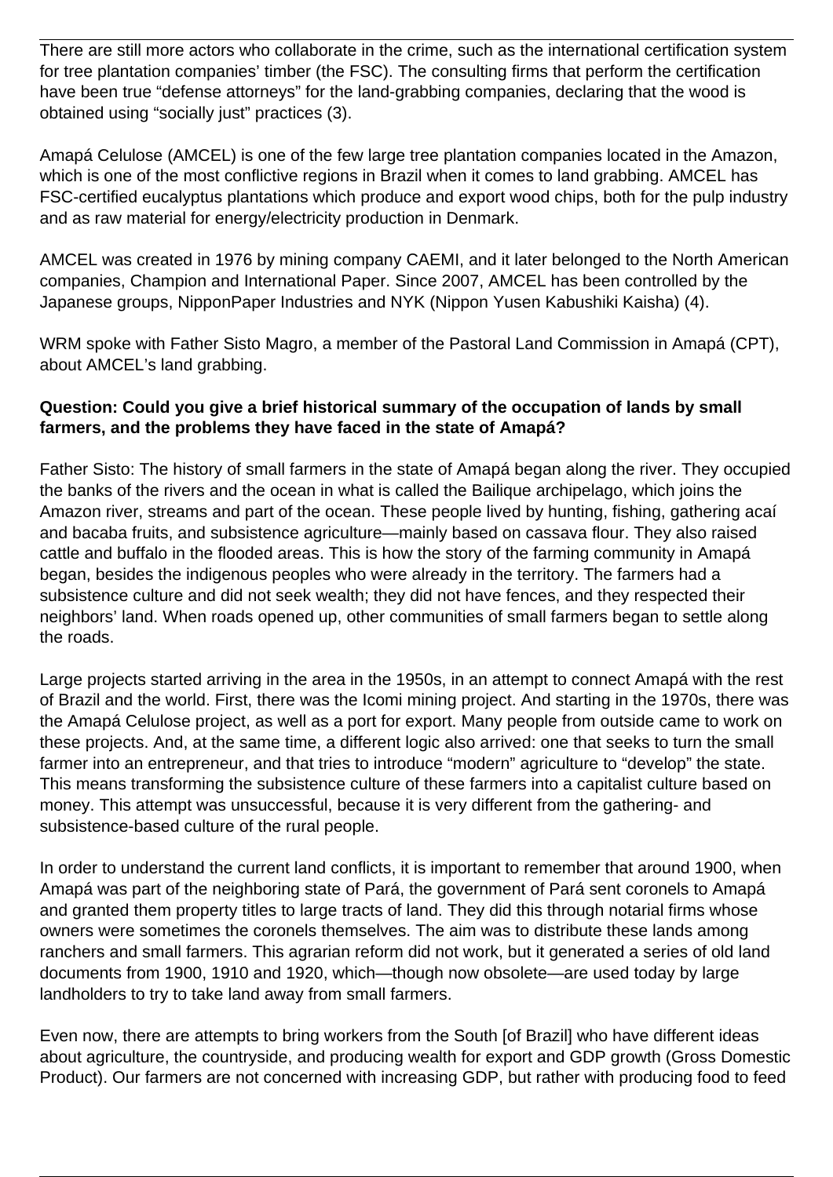There are still more actors who collaborate in the crime, such as the international certification system for tree plantation companies' timber (the FSC). The consulting firms that perform the certification have been true "defense attorneys" for the land-grabbing companies, declaring that the wood is obtained using "socially just" practices (3).

Amapá Celulose (AMCEL) is one of the few large tree plantation companies located in the Amazon, which is one of the most conflictive regions in Brazil when it comes to land grabbing. AMCEL has FSC-certified eucalyptus plantations which produce and export wood chips, both for the pulp industry and as raw material for energy/electricity production in Denmark.

AMCEL was created in 1976 by mining company CAEMI, and it later belonged to the North American companies, Champion and International Paper. Since 2007, AMCEL has been controlled by the Japanese groups, NipponPaper Industries and NYK (Nippon Yusen Kabushiki Kaisha) (4).

WRM spoke with Father Sisto Magro, a member of the Pastoral Land Commission in Amapá (CPT), about AMCEL's land grabbing.

**Question: Could you give a brief historical summary of the occupation of lands by small farmers, and the problems they have faced in the state of Amapá?**

Father Sisto: The history of small farmers in the state of Amapá began along the river. They occupied the banks of the rivers and the ocean in what is called the Bailique archipelago, which joins the Amazon river, streams and part of the ocean. These people lived by hunting, fishing, gathering acaí and bacaba fruits, and subsistence agriculture—mainly based on cassava flour. They also raised cattle and buffalo in the flooded areas. This is how the story of the farming community in Amapá began, besides the indigenous peoples who were already in the territory. The farmers had a subsistence culture and did not seek wealth; they did not have fences, and they respected their neighbors' land. When roads opened up, other communities of small farmers began to settle along the roads.

Large projects started arriving in the area in the 1950s, in an attempt to connect Amapá with the rest of Brazil and the world. First, there was the Icomi mining project. And starting in the 1970s, there was the Amapá Celulose project, as well as a port for export. Many people from outside came to work on these projects. And, at the same time, a different logic also arrived: one that seeks to turn the small farmer into an entrepreneur, and that tries to introduce "modern" agriculture to "develop" the state. This means transforming the subsistence culture of these farmers into a capitalist culture based on money. This attempt was unsuccessful, because it is very different from the gathering- and subsistence-based culture of the rural people.

In order to understand the current land conflicts, it is important to remember that around 1900, when Amapá was part of the neighboring state of Pará, the government of Pará sent coronels to Amapá and granted them property titles to large tracts of land. They did this through notarial firms whose owners were sometimes the coronels themselves. The aim was to distribute these lands among ranchers and small farmers. This agrarian reform did not work, but it generated a series of old land documents from 1900, 1910 and 1920, which—though now obsolete—are used today by large landholders to try to take land away from small farmers.

Even now, there are attempts to bring workers from the South [of Brazil] who have different ideas about agriculture, the countryside, and producing wealth for export and GDP growth (Gross Domestic Product). Our farmers are not concerned with increasing GDP, but rather with producing food to feed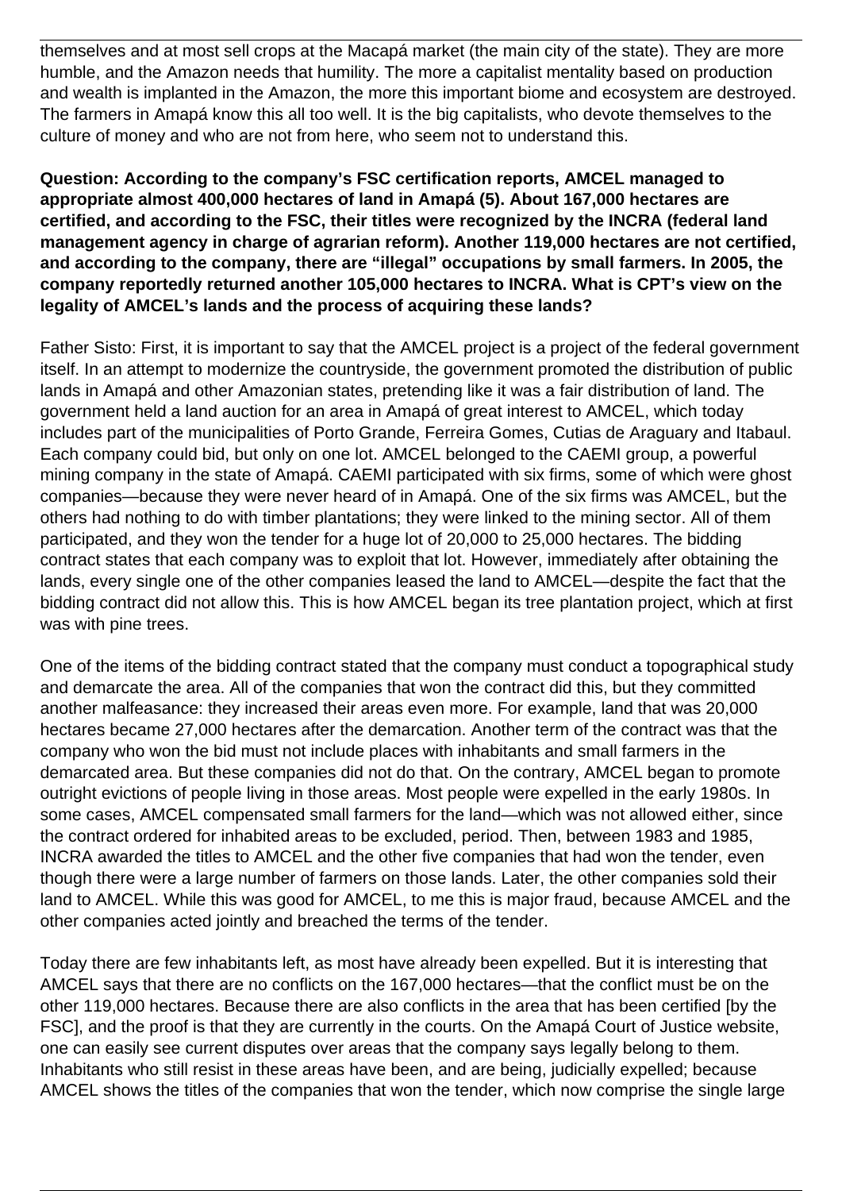themselves and at most sell crops at the Macapá market (the main city of the state). They are more humble, and the Amazon needs that humility. The more a capitalist mentality based on production and wealth is implanted in the Amazon, the more this important biome and ecosystem are destroyed. The farmers in Amapá know this all too well. It is the big capitalists, who devote themselves to the culture of money and who are not from here, who seem not to understand this.

**Question: According to the company's FSC certification reports, AMCEL managed to appropriate almost 400,000 hectares of land in Amapá (5). About 167,000 hectares are certified, and according to the FSC, their titles were recognized by the INCRA (federal land management agency in charge of agrarian reform). Another 119,000 hectares are not certified, and according to the company, there are "illegal" occupations by small farmers. In 2005, the company reportedly returned another 105,000 hectares to INCRA. What is CPT's view on the legality of AMCEL's lands and the process of acquiring these lands?**

Father Sisto: First, it is important to say that the AMCEL project is a project of the federal government itself. In an attempt to modernize the countryside, the government promoted the distribution of public lands in Amapá and other Amazonian states, pretending like it was a fair distribution of land. The government held a land auction for an area in Amapá of great interest to AMCEL, which today includes part of the municipalities of Porto Grande, Ferreira Gomes, Cutias de Araguary and Itabaul. Each company could bid, but only on one lot. AMCEL belonged to the CAEMI group, a powerful mining company in the state of Amapá. CAEMI participated with six firms, some of which were ghost companies—because they were never heard of in Amapá. One of the six firms was AMCEL, but the others had nothing to do with timber plantations; they were linked to the mining sector. All of them participated, and they won the tender for a huge lot of 20,000 to 25,000 hectares. The bidding contract states that each company was to exploit that lot. However, immediately after obtaining the lands, every single one of the other companies leased the land to AMCEL—despite the fact that the bidding contract did not allow this. This is how AMCEL began its tree plantation project, which at first was with pine trees.

One of the items of the bidding contract stated that the company must conduct a topographical study and demarcate the area. All of the companies that won the contract did this, but they committed another malfeasance: they increased their areas even more. For example, land that was 20,000 hectares became 27,000 hectares after the demarcation. Another term of the contract was that the company who won the bid must not include places with inhabitants and small farmers in the demarcated area. But these companies did not do that. On the contrary, AMCEL began to promote outright evictions of people living in those areas. Most people were expelled in the early 1980s. In some cases, AMCEL compensated small farmers for the land—which was not allowed either, since the contract ordered for inhabited areas to be excluded, period. Then, between 1983 and 1985, INCRA awarded the titles to AMCEL and the other five companies that had won the tender, even though there were a large number of farmers on those lands. Later, the other companies sold their land to AMCEL. While this was good for AMCEL, to me this is major fraud, because AMCEL and the other companies acted jointly and breached the terms of the tender.

Today there are few inhabitants left, as most have already been expelled. But it is interesting that AMCEL says that there are no conflicts on the 167,000 hectares—that the conflict must be on the other 119,000 hectares. Because there are also conflicts in the area that has been certified [by the FSC], and the proof is that they are currently in the courts. On the Amapá Court of Justice website, one can easily see current disputes over areas that the company says legally belong to them. Inhabitants who still resist in these areas have been, and are being, judicially expelled; because AMCEL shows the titles of the companies that won the tender, which now comprise the single large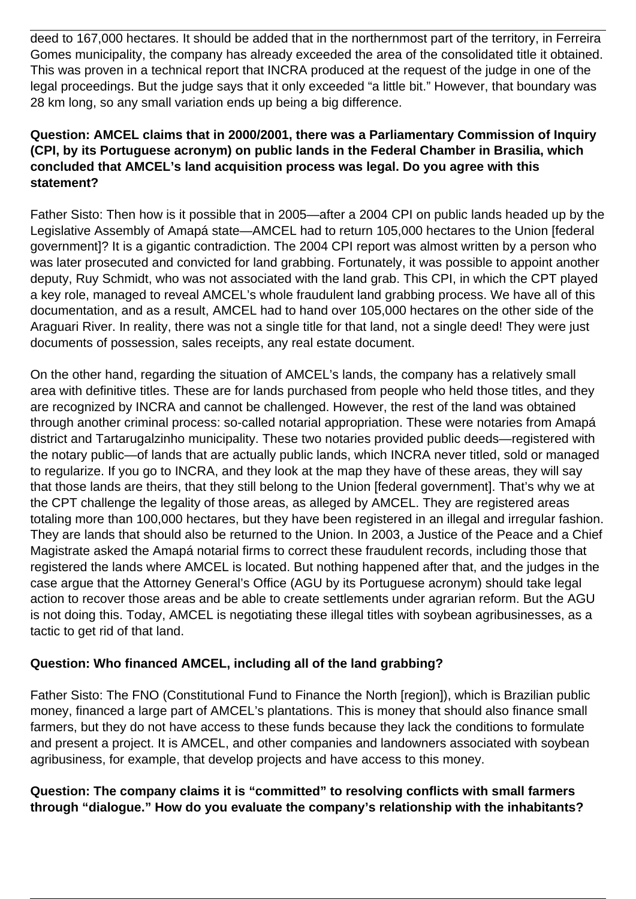deed to 167,000 hectares. It should be added that in the northernmost part of the territory, in Ferreira Gomes municipality, the company has already exceeded the area of the consolidated title it obtained. This was proven in a technical report that INCRA produced at the request of the judge in one of the legal proceedings. But the judge says that it only exceeded "a little bit." However, that boundary was 28 km long, so any small variation ends up being a big difference.

**Question: AMCEL claims that in 2000/2001, there was a Parliamentary Commission of Inquiry (CPI, by its Portuguese acronym) on public lands in the Federal Chamber in Brasilia, which concluded that AMCEL's land acquisition process was legal. Do you agree with this statement?**

Father Sisto: Then how is it possible that in 2005—after a 2004 CPI on public lands headed up by the Legislative Assembly of Amapá state—AMCEL had to return 105,000 hectares to the Union [federal government]? It is a gigantic contradiction. The 2004 CPI report was almost written by a person who was later prosecuted and convicted for land grabbing. Fortunately, it was possible to appoint another deputy, Ruy Schmidt, who was not associated with the land grab. This CPI, in which the CPT played a key role, managed to reveal AMCEL's whole fraudulent land grabbing process. We have all of this documentation, and as a result, AMCEL had to hand over 105,000 hectares on the other side of the Araguari River. In reality, there was not a single title for that land, not a single deed! They were just documents of possession, sales receipts, any real estate document.

On the other hand, regarding the situation of AMCEL's lands, the company has a relatively small area with definitive titles. These are for lands purchased from people who held those titles, and they are recognized by INCRA and cannot be challenged. However, the rest of the land was obtained through another criminal process: so-called notarial appropriation. These were notaries from Amapá district and Tartarugalzinho municipality. These two notaries provided public deeds—registered with the notary public—of lands that are actually public lands, which INCRA never titled, sold or managed to regularize. If you go to INCRA, and they look at the map they have of these areas, they will say that those lands are theirs, that they still belong to the Union [federal government]. That's why we at the CPT challenge the legality of those areas, as alleged by AMCEL. They are registered areas totaling more than 100,000 hectares, but they have been registered in an illegal and irregular fashion. They are lands that should also be returned to the Union. In 2003, a Justice of the Peace and a Chief Magistrate asked the Amapá notarial firms to correct these fraudulent records, including those that registered the lands where AMCEL is located. But nothing happened after that, and the judges in the case argue that the Attorney General's Office (AGU by its Portuguese acronym) should take legal action to recover those areas and be able to create settlements under agrarian reform. But the AGU is not doing this. Today, AMCEL is negotiating these illegal titles with soybean agribusinesses, as a tactic to get rid of that land.

**Question: Who financed AMCEL, including all of the land grabbing?**

Father Sisto: The FNO (Constitutional Fund to Finance the North [region]), which is Brazilian public money, financed a large part of AMCEL's plantations. This is money that should also finance small farmers, but they do not have access to these funds because they lack the conditions to formulate and present a project. It is AMCEL, and other companies and landowners associated with soybean agribusiness, for example, that develop projects and have access to this money.

**Question: The company claims it is "committed" to resolving conflicts with small farmers through "dialogue." How do you evaluate the company's relationship with the inhabitants?**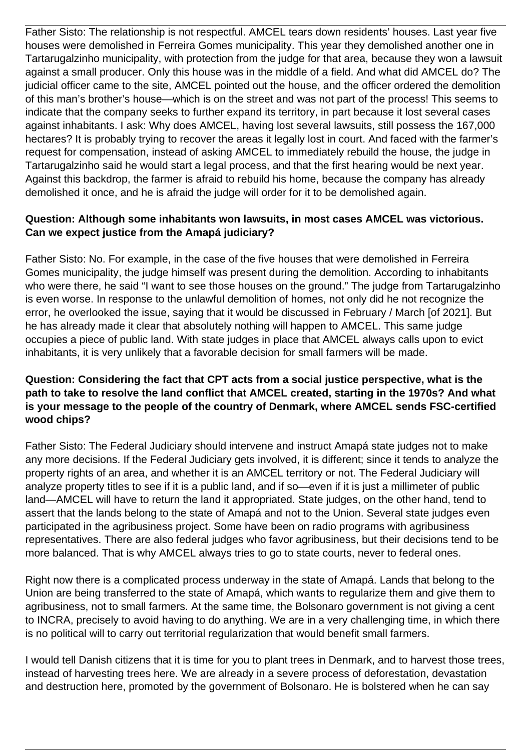Father Sisto: The relationship is not respectful. AMCEL tears down residents' houses. Last year five houses were demolished in Ferreira Gomes municipality. This year they demolished another one in Tartarugalzinho municipality, with protection from the judge for that area, because they won a lawsuit against a small producer. Only this house was in the middle of a field. And what did AMCEL do? The judicial officer came to the site, AMCEL pointed out the house, and the officer ordered the demolition of this man's brother's house—which is on the street and was not part of the process! This seems to indicate that the company seeks to further expand its territory, in part because it lost several cases against inhabitants. I ask: Why does AMCEL, having lost several lawsuits, still possess the 167,000 hectares? It is probably trying to recover the areas it legally lost in court. And faced with the farmer's request for compensation, instead of asking AMCEL to immediately rebuild the house, the judge in Tartarugalzinho said he would start a legal process, and that the first hearing would be next year. Against this backdrop, the farmer is afraid to rebuild his home, because the company has already demolished it once, and he is afraid the judge will order for it to be demolished again.

**Question: Although some inhabitants won lawsuits, in most cases AMCEL was victorious. Can we expect justice from the Amapá judiciary?**

Father Sisto: No. For example, in the case of the five houses that were demolished in Ferreira Gomes municipality, the judge himself was present during the demolition. According to inhabitants who were there, he said "I want to see those houses on the ground." The judge from Tartarugalzinho is even worse. In response to the unlawful demolition of homes, not only did he not recognize the error, he overlooked the issue, saying that it would be discussed in February / March [of 2021]. But he has already made it clear that absolutely nothing will happen to AMCEL. This same judge occupies a piece of public land. With state judges in place that AMCEL always calls upon to evict inhabitants, it is very unlikely that a favorable decision for small farmers will be made.

**Question: Considering the fact that CPT acts from a social justice perspective, what is the path to take to resolve the land conflict that AMCEL created, starting in the 1970s? And what is your message to the people of the country of Denmark, where AMCEL sends FSC-certified wood chips?**

Father Sisto: The Federal Judiciary should intervene and instruct Amapá state judges not to make any more decisions. If the Federal Judiciary gets involved, it is different; since it tends to analyze the property rights of an area, and whether it is an AMCEL territory or not. The Federal Judiciary will analyze property titles to see if it is a public land, and if so—even if it is just a millimeter of public land—AMCEL will have to return the land it appropriated. State judges, on the other hand, tend to assert that the lands belong to the state of Amapá and not to the Union. Several state judges even participated in the agribusiness project. Some have been on radio programs with agribusiness representatives. There are also federal judges who favor agribusiness, but their decisions tend to be more balanced. That is why AMCEL always tries to go to state courts, never to federal ones.

Right now there is a complicated process underway in the state of Amapá. Lands that belong to the Union are being transferred to the state of Amapá, which wants to regularize them and give them to agribusiness, not to small farmers. At the same time, the Bolsonaro government is not giving a cent to INCRA, precisely to avoid having to do anything. We are in a very challenging time, in which there is no political will to carry out territorial regularization that would benefit small farmers.

I would tell Danish citizens that it is time for you to plant trees in Denmark, and to harvest those trees, instead of harvesting trees here. We are already in a severe process of deforestation, devastation and destruction here, promoted by the government of Bolsonaro. He is bolstered when he can say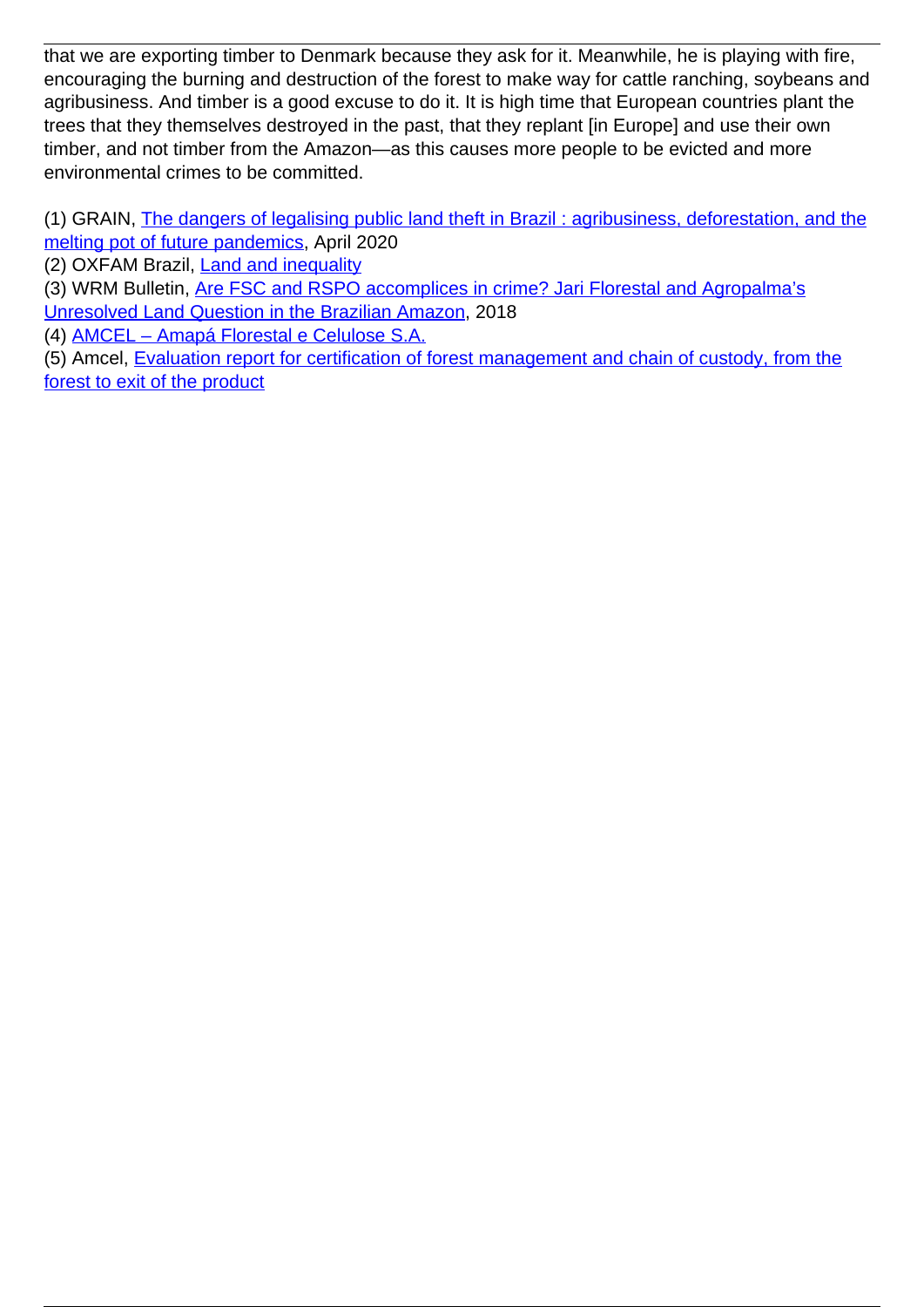that we are exporting timber to Denmark because they ask for it. Meanwhile, he is playing with fire, encouraging the burning and destruction of the forest to make way for cattle ranching, soybeans and agribusiness. And timber is a good excuse to do it. It is high time that European countries plant the trees that they themselves destroyed in the past, that they replant [in Europe] and use their own timber, and not timber from the Amazon—as this causes more people to be evicted and more environmental crimes to be committed.

(1) GRAIN, The dangers of legalising public land theft in Brazil : agribusiness, deforestation, and the melting pot of future pandemics, April 2020
(2) OXFAM Brazil, Land and inequality
(3) WRM Bulletin, Are FSC and RSPO accomplices in crime? Jari Florestal and Agropalma's Unresolved Land Question in the Brazilian Amazon, 2018
(4) AMCEL – Amapá Florestal e Celulose S.A.
(5) Amcel, Evaluation report for certification of forest management and chain of custody, from the forest to exit of the product